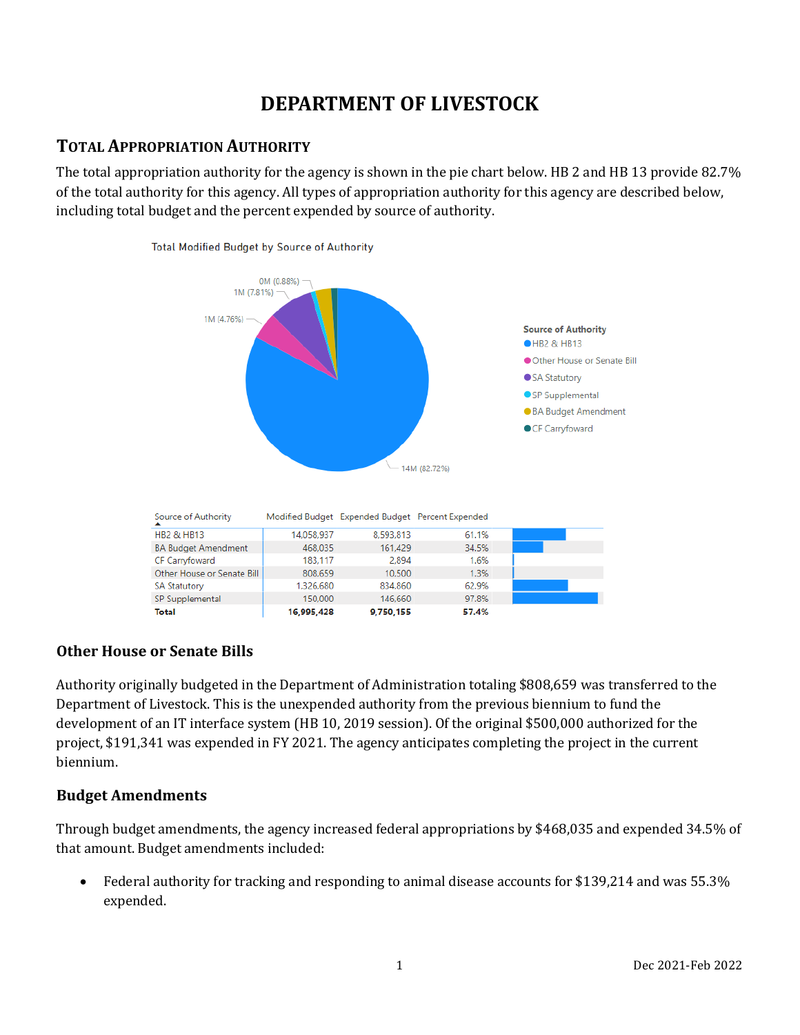# DEPARTMENT OF LIVESTOCK

## TOTAL APPROPRIATION AUTHORITY

The total appropriation authority for the agency is shown in the pie chart below. HB 2 and HB 13 provide 82.7% of the total authority for this agency. All types of appropriation authority for this agency are described below, including total budget and the percent expended by source of authority.

Total Modified Budget by Source of Authority

| Source of Authority | Modified Budget | Expended Budget | Percent Expended |
|---|---|---|---|
| HB2 & HB13 | 14,058,937 | 8,593,813 | 61.1% |
| BA Budget Amendment | 468,035 | 161,429 | 34.5% |
| CF Carryfoward | 183,117 | 2,894 | 1.6% |
| Other House or Senate Bill | 808,659 | 10,500 | 1.3% |
| SA Statutory | 1,326,680 | 834,860 | 62.9% |
| SP Supplemental | 150,000 | 146,660 | 97.8% |
| **Total** | **16,995,428** | **9,750,155** | **57.4%** |

### Other House or Senate Bills

Authority originally budgeted in the Department of Administration totaling $808,659 was transferred to the Department of Livestock. This is the unexpended authority from the previous biennium to fund the development of an IT interface system (HB 10, 2019 session). Of the original $500,000 authorized for the project, $191,341 was expended in FY 2021. The agency anticipates completing the project in the current biennium.

### Budget Amendments

Through budget amendments, the agency increased federal appropriations by $468,035 and expended 34.5% of that amount. Budget amendments included:

- Federal authority for tracking and responding to animal disease accounts for $139,214 and was 55.3% expended.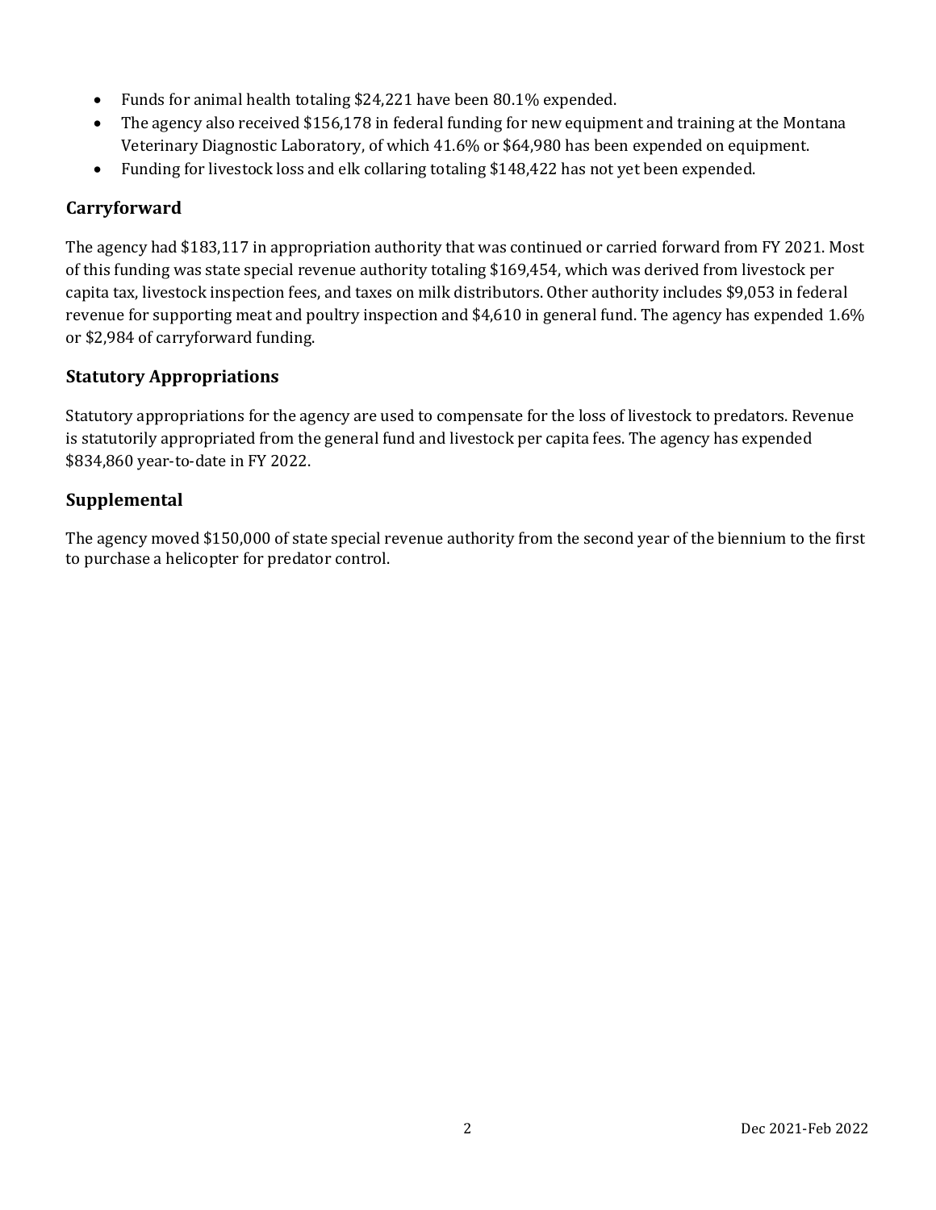- Funds for animal health totaling $24,221 have been 80.1% expended.
- The agency also received $156,178 in federal funding for new equipment and training at the Montana Veterinary Diagnostic Laboratory, of which 41.6% or $64,980 has been expended on equipment.
- Funding for livestock loss and elk collaring totaling $148,422 has not yet been expended.

### Carryforward

The agency had $183,117 in appropriation authority that was continued or carried forward from FY 2021. Most of this funding was state special revenue authority totaling $169,454, which was derived from livestock per capita tax, livestock inspection fees, and taxes on milk distributors. Other authority includes $9,053 in federal revenue for supporting meat and poultry inspection and $4,610 in general fund. The agency has expended 1.6% or $2,984 of carryforward funding.

### Statutory Appropriations

Statutory appropriations for the agency are used to compensate for the loss of livestock to predators. Revenue is statutorily appropriated from the general fund and livestock per capita fees. The agency has expended $834,860 year-to-date in FY 2022.

### Supplemental

The agency moved $150,000 of state special revenue authority from the second year of the biennium to the first to purchase a helicopter for predator control.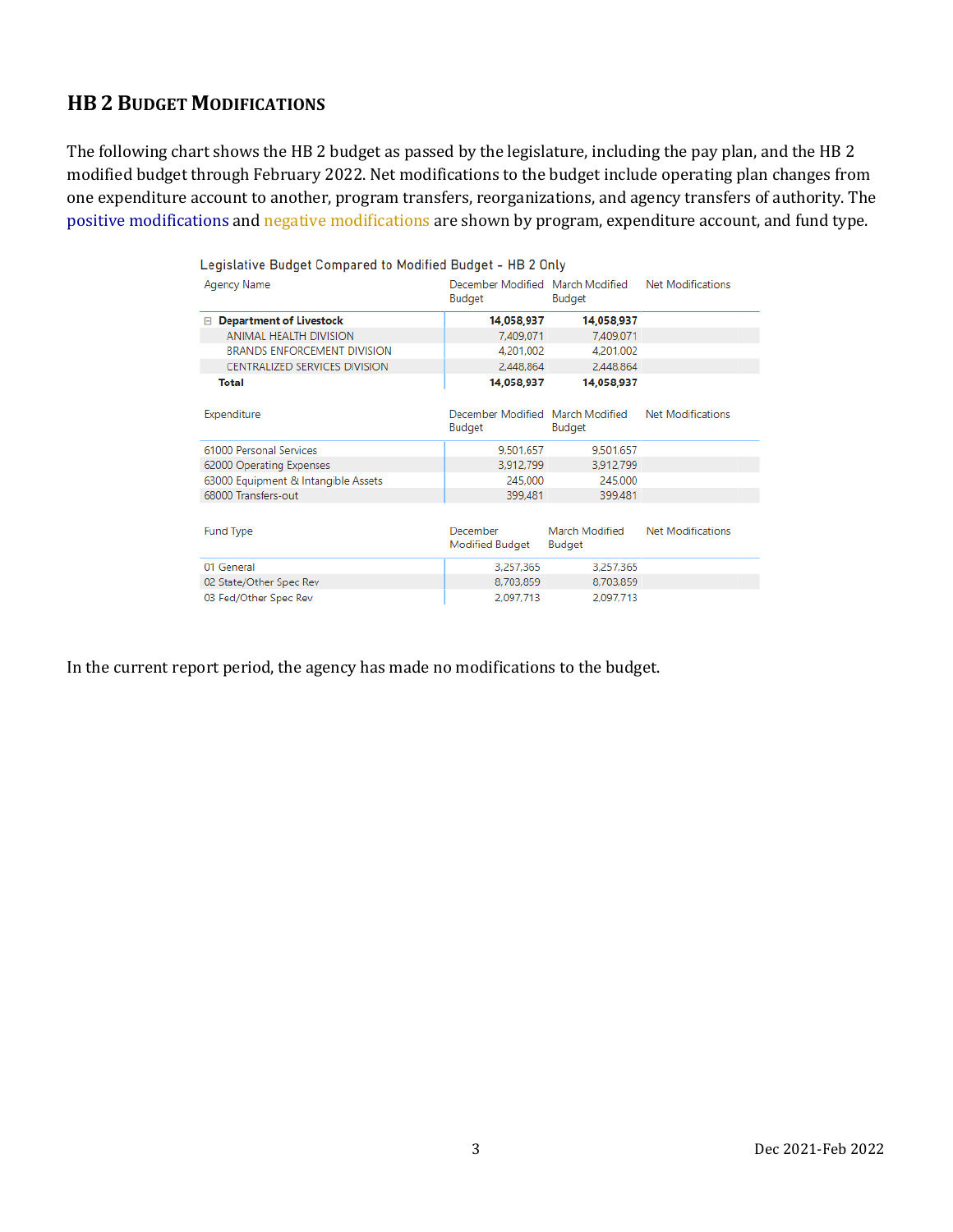## HB 2 Budget Modifications

The following chart shows the HB 2 budget as passed by the legislature, including the pay plan, and the HB 2 modified budget through February 2022. Net modifications to the budget include operating plan changes from one expenditure account to another, program transfers, reorganizations, and agency transfers of authority. The positive modifications and negative modifications are shown by program, expenditure account, and fund type.

Legislative Budget Compared to Modified Budget - HB 2 Only

| Agency Name | December Modified Budget | March Modified Budget | Net Modifications |
|---|---|---|---|
| **Department of Livestock** | **14,058,937** | **14,058,937** | |
| ANIMAL HEALTH DIVISION | 7,409,071 | 7,409,071 | |
| BRANDS ENFORCEMENT DIVISION | 4,201,002 | 4,201,002 | |
| CENTRALIZED SERVICES DIVISION | 2,448,864 | 2,448,864 | |
| **Total** | **14,058,937** | **14,058,937** | |

| Expenditure | December Modified Budget | March Modified Budget | Net Modifications |
|---|---|---|---|
| 61000 Personal Services | 9,501,657 | 9,501,657 | |
| 62000 Operating Expenses | 3,912,799 | 3,912,799 | |
| 63000 Equipment & Intangible Assets | 245,000 | 245,000 | |
| 68000 Transfers-out | 399,481 | 399,481 | |

| Fund Type | December Modified Budget | March Modified Budget | Net Modifications |
|---|---|---|---|
| 01 General | 3,257,365 | 3,257,365 | |
| 02 State/Other Spec Rev | 8,703,859 | 8,703,859 | |
| 03 Fed/Other Spec Rev | 2,097,713 | 2,097,713 | |

In the current report period, the agency has made no modifications to the budget.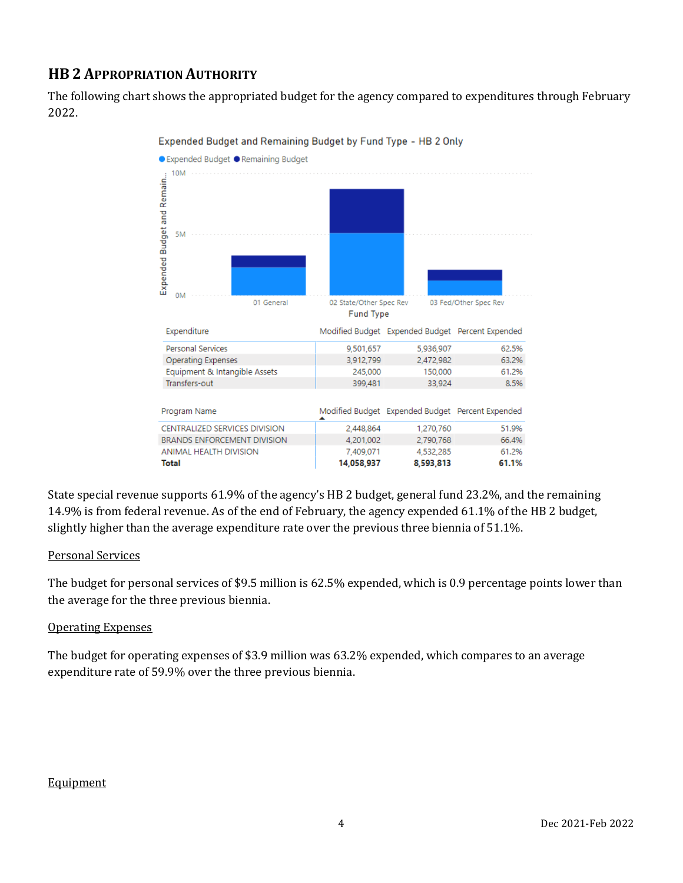## HB 2 Appropriation Authority

The following chart shows the appropriated budget for the agency compared to expenditures through February 2022.

Expended Budget and Remaining Budget by Fund Type - HB 2 Only

| Expenditure | Modified Budget | Expended Budget | Percent Expended |
|---|---|---|---|
| Personal Services | 9,501,657 | 5,936,907 | 62.5% |
| Operating Expenses | 3,912,799 | 2,472,982 | 63.2% |
| Equipment & Intangible Assets | 245,000 | 150,000 | 61.2% |
| Transfers-out | 399,481 | 33,924 | 8.5% |

| Program Name | Modified Budget | Expended Budget | Percent Expended |
|---|---|---|---|
| CENTRALIZED SERVICES DIVISION | 2,448,864 | 1,270,760 | 51.9% |
| BRANDS ENFORCEMENT DIVISION | 4,201,002 | 2,790,768 | 66.4% |
| ANIMAL HEALTH DIVISION | 7,409,071 | 4,532,285 | 61.2% |
| **Total** | **14,058,937** | **8,593,813** | **61.1%** |

State special revenue supports 61.9% of the agency's HB 2 budget, general fund 23.2%, and the remaining 14.9% is from federal revenue. As of the end of February, the agency expended 61.1% of the HB 2 budget, slightly higher than the average expenditure rate over the previous three biennia of 51.1%.

### Personal Services

The budget for personal services of $9.5 million is 62.5% expended, which is 0.9 percentage points lower than the average for the three previous biennia.

### Operating Expenses

The budget for operating expenses of $3.9 million was 63.2% expended, which compares to an average expenditure rate of 59.9% over the three previous biennia.

### Equipment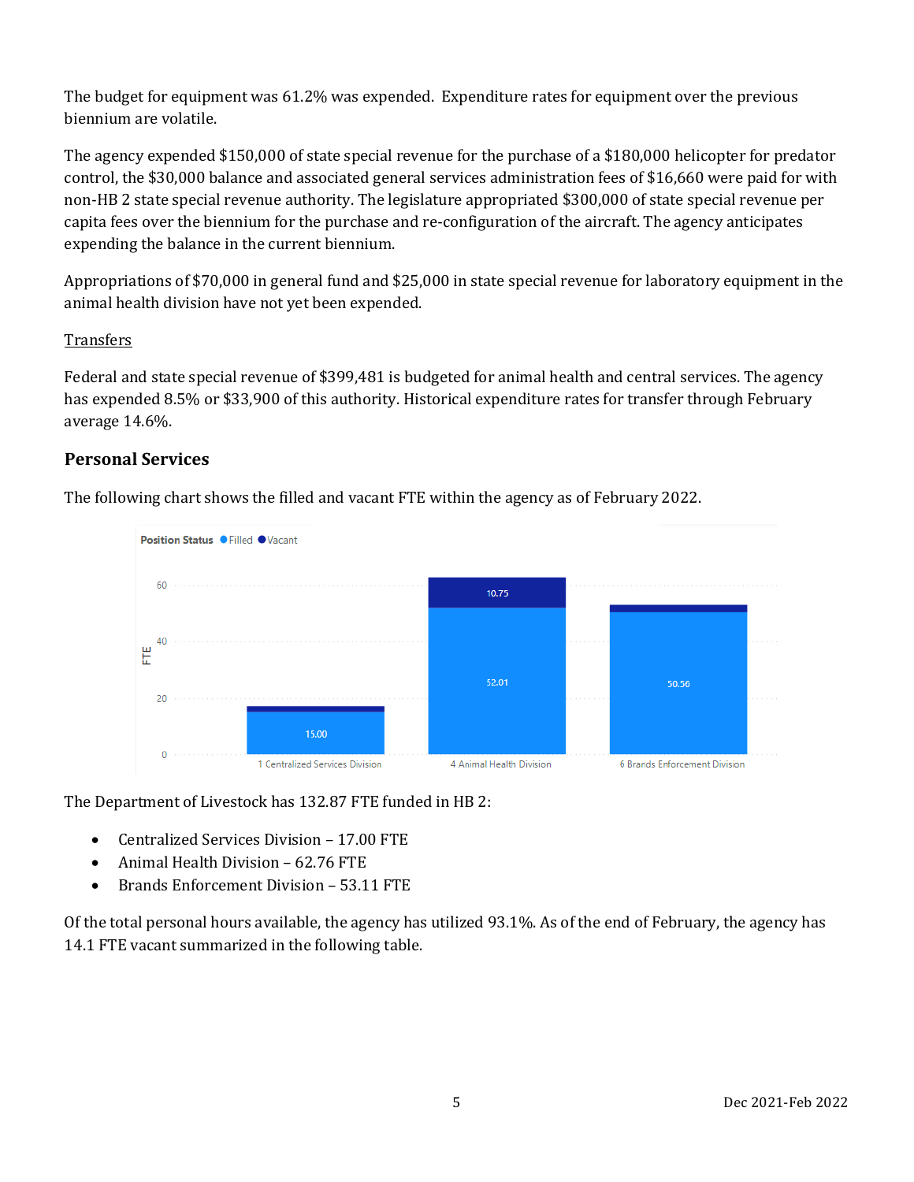The budget for equipment was 61.2% was expended.  Expenditure rates for equipment over the previous biennium are volatile.

The agency expended $150,000 of state special revenue for the purchase of a $180,000 helicopter for predator control, the $30,000 balance and associated general services administration fees of $16,660 were paid for with non-HB 2 state special revenue authority. The legislature appropriated $300,000 of state special revenue per capita fees over the biennium for the purchase and re-configuration of the aircraft. The agency anticipates expending the balance in the current biennium.

Appropriations of $70,000 in general fund and $25,000 in state special revenue for laboratory equipment in the animal health division have not yet been expended.

Transfers

Federal and state special revenue of $399,481 is budgeted for animal health and central services. The agency has expended 8.5% or $33,900 of this authority. Historical expenditure rates for transfer through February average 14.6%.

### Personal Services

The following chart shows the filled and vacant FTE within the agency as of February 2022.

Position Status ● Filled ● Vacant

| Division | Filled | Vacant |
|---|---|---|
| 1 Centralized Services Division | 15.00 | |
| 4 Animal Health Division | 52.01 | 10.75 |
| 6 Brands Enforcement Division | 50.56 | |

The Department of Livestock has 132.87 FTE funded in HB 2:

- Centralized Services Division – 17.00 FTE
- Animal Health Division – 62.76 FTE
- Brands Enforcement Division – 53.11 FTE

Of the total personal hours available, the agency has utilized 93.1%. As of the end of February, the agency has 14.1 FTE vacant summarized in the following table.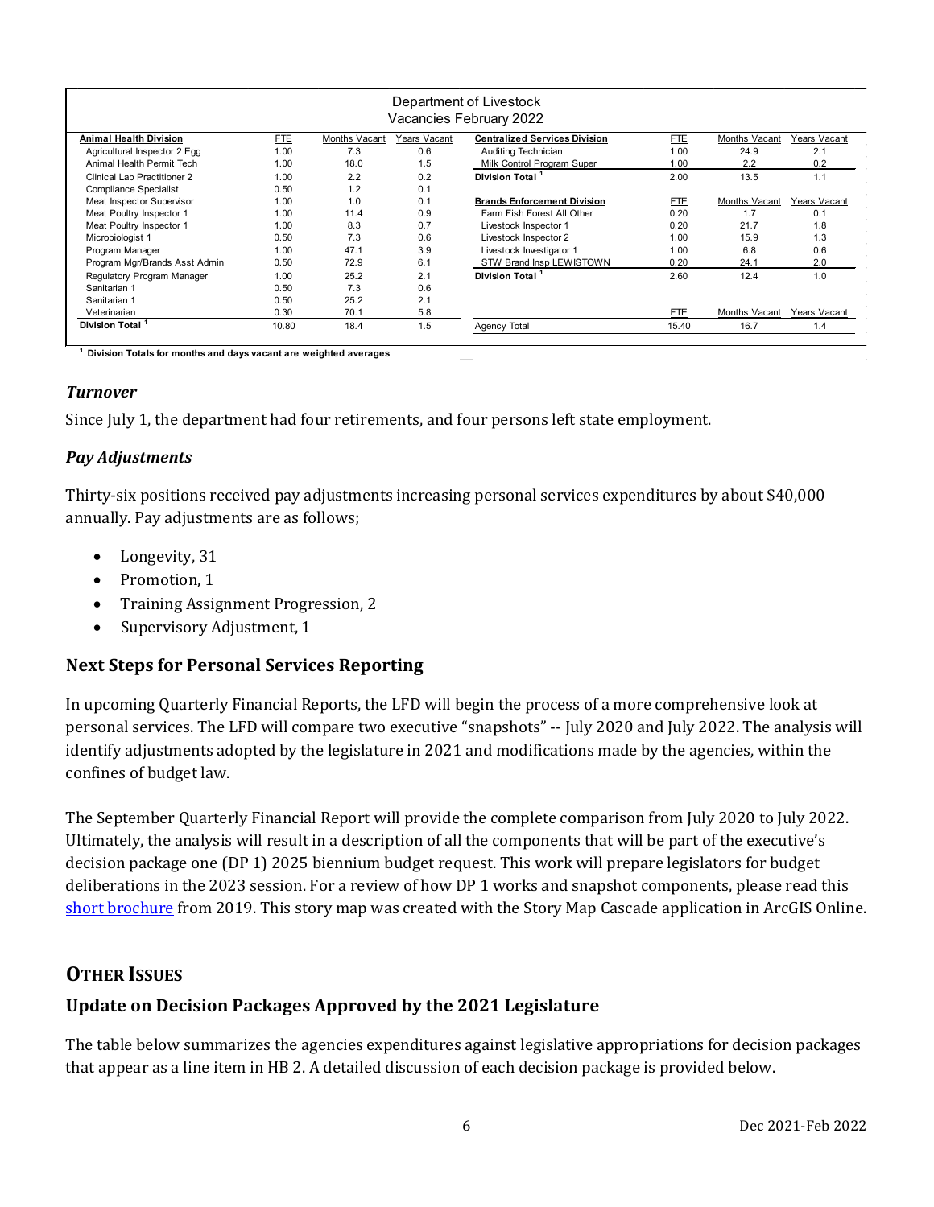Department of Livestock
Vacancies February 2022

| Animal Health Division | FTE | Months Vacant | Years Vacant |
|---|---|---|---|
| Agricultural Inspector 2 Egg | 1.00 | 7.3 | 0.6 |
| Animal Health Permit Tech | 1.00 | 18.0 | 1.5 |
| Clinical Lab Practitioner 2 | 1.00 | 2.2 | 0.2 |
| Compliance Specialist | 0.50 | 1.2 | 0.1 |
| Meat Inspector Supervisor | 1.00 | 1.0 | 0.1 |
| Meat Poultry Inspector 1 | 1.00 | 11.4 | 0.9 |
| Meat Poultry Inspector 1 | 1.00 | 8.3 | 0.7 |
| Microbiologist 1 | 0.50 | 7.3 | 0.6 |
| Program Manager | 1.00 | 47.1 | 3.9 |
| Program Mgr/Brands Asst Admin | 0.50 | 72.9 | 6.1 |
| Regulatory Program Manager | 1.00 | 25.2 | 2.1 |
| Sanitarian 1 | 0.50 | 7.3 | 0.6 |
| Sanitarian 1 | 0.50 | 25.2 | 2.1 |
| Veterinarian | 0.30 | 70.1 | 5.8 |
| Division Total [1] | 10.80 | 18.4 | 1.5 |

| Centralized Services Division | FTE | Months Vacant | Years Vacant |
|---|---|---|---|
| Auditing Technician | 1.00 | 24.9 | 2.1 |
| Milk Control Program Super | 1.00 | 2.2 | 0.2 |
| Division Total [1] | 2.00 | 13.5 | 1.1 |

| Brands Enforcement Division | FTE | Months Vacant | Years Vacant |
|---|---|---|---|
| Farm Fish Forest All Other | 0.20 | 1.7 | 0.1 |
| Livestock Inspector 1 | 0.20 | 21.7 | 1.8 |
| Livestock Inspector 2 | 1.00 | 15.9 | 1.3 |
| Livestock Investigator 1 | 1.00 | 6.8 | 0.6 |
| STW Brand Insp LEWISTOWN | 0.20 | 24.1 | 2.0 |
| Division Total [1] | 2.60 | 12.4 | 1.0 |

| | FTE | Months Vacant | Years Vacant |
|---|---|---|---|
| Agency Total | 15.40 | 16.7 | 1.4 |

[1] Division Totals for months and days vacant are weighted averages

### *Turnover*

Since July 1, the department had four retirements, and four persons left state employment.

### *Pay Adjustments*

Thirty-six positions received pay adjustments increasing personal services expenditures by about $40,000 annually. Pay adjustments are as follows;

- Longevity, 31
- Promotion, 1
- Training Assignment Progression, 2
- Supervisory Adjustment, 1

## Next Steps for Personal Services Reporting

In upcoming Quarterly Financial Reports, the LFD will begin the process of a more comprehensive look at personal services. The LFD will compare two executive "snapshots" -- July 2020 and July 2022. The analysis will identify adjustments adopted by the legislature in 2021 and modifications made by the agencies, within the confines of budget law.

The September Quarterly Financial Report will provide the complete comparison from July 2020 to July 2022. Ultimately, the analysis will result in a description of all the components that will be part of the executive's decision package one (DP 1) 2025 biennium budget request. This work will prepare legislators for budget deliberations in the 2023 session. For a review of how DP 1 works and snapshot components, please read this short brochure from 2019. This story map was created with the Story Map Cascade application in ArcGIS Online.

# Other Issues

## Update on Decision Packages Approved by the 2021 Legislature

The table below summarizes the agencies expenditures against legislative appropriations for decision packages that appear as a line item in HB 2. A detailed discussion of each decision package is provided below.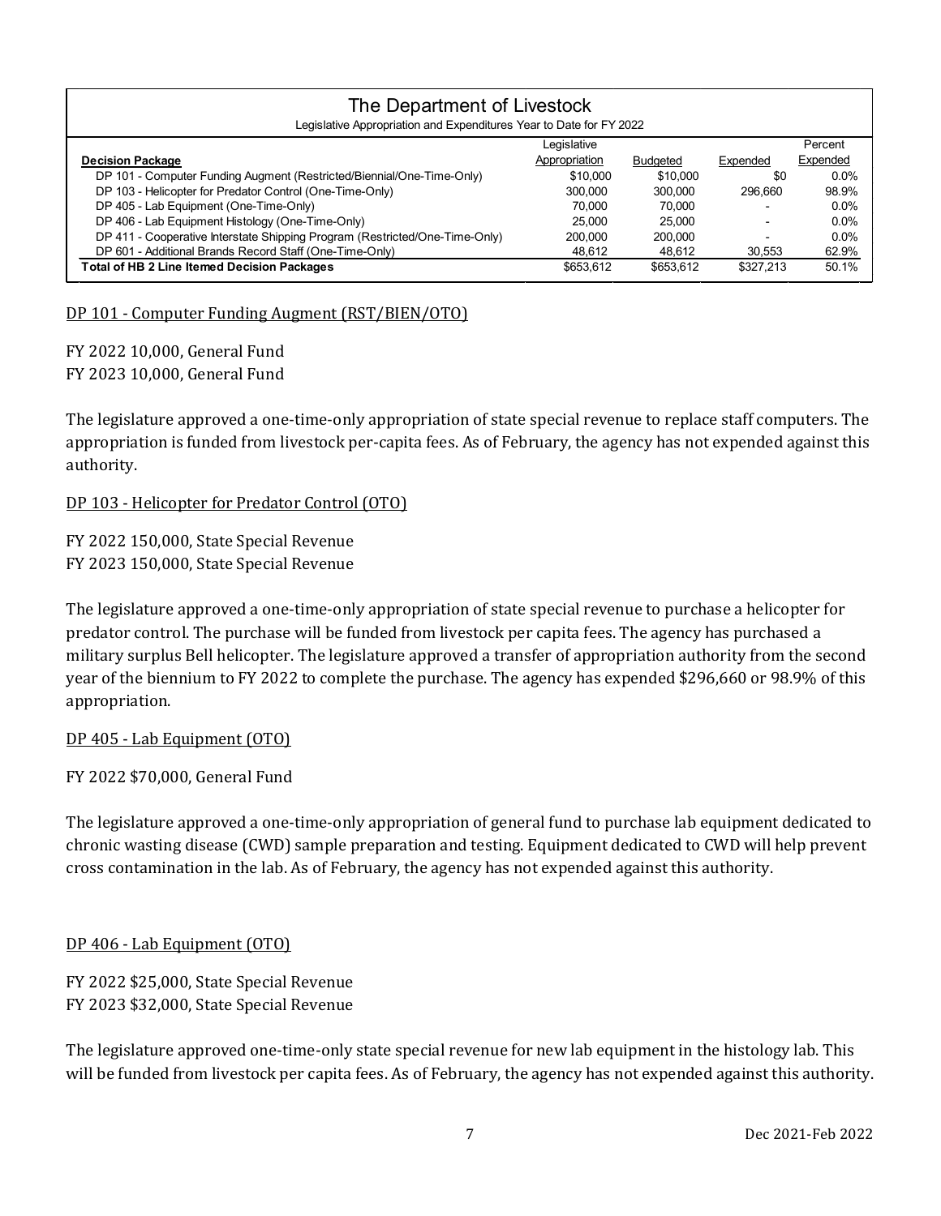| The Department of Livestock | | | | |
|---|---|---|---|---|
| Legislative Appropriation and Expenditures Year to Date for FY 2022 | | | | |
| **Decision Package** | Legislative Appropriation | Budgeted | Expended | Percent Expended |
| DP 101 - Computer Funding Augment (Restricted/Biennial/One-Time-Only) | $10,000 | $10,000 | $0 | 0.0% |
| DP 103 - Helicopter for Predator Control (One-Time-Only) | 300,000 | 300,000 | 296,660 | 98.9% |
| DP 405 - Lab Equipment (One-Time-Only) | 70,000 | 70,000 | - | 0.0% |
| DP 406 - Lab Equipment Histology (One-Time-Only) | 25,000 | 25,000 | - | 0.0% |
| DP 411 - Cooperative Interstate Shipping Program (Restricted/One-Time-Only) | 200,000 | 200,000 | - | 0.0% |
| DP 601 - Additional Brands Record Staff (One-Time-Only) | 48,612 | 48,612 | 30,553 | 62.9% |
| **Total of HB 2 Line Itemed Decision Packages** | $653,612 | $653,612 | $327,213 | 50.1% |

DP 101 - Computer Funding Augment (RST/BIEN/OTO)

FY 2022 10,000, General Fund
FY 2023 10,000, General Fund

The legislature approved a one-time-only appropriation of state special revenue to replace staff computers. The appropriation is funded from livestock per-capita fees. As of February, the agency has not expended against this authority.

DP 103 - Helicopter for Predator Control (OTO)

FY 2022 150,000, State Special Revenue
FY 2023 150,000, State Special Revenue

The legislature approved a one-time-only appropriation of state special revenue to purchase a helicopter for predator control. The purchase will be funded from livestock per capita fees. The agency has purchased a military surplus Bell helicopter. The legislature approved a transfer of appropriation authority from the second year of the biennium to FY 2022 to complete the purchase. The agency has expended $296,660 or 98.9% of this appropriation.

DP 405 - Lab Equipment (OTO)

FY 2022 $70,000, General Fund

The legislature approved a one-time-only appropriation of general fund to purchase lab equipment dedicated to chronic wasting disease (CWD) sample preparation and testing. Equipment dedicated to CWD will help prevent cross contamination in the lab. As of February, the agency has not expended against this authority.

DP 406 - Lab Equipment (OTO)

FY 2022 $25,000, State Special Revenue
FY 2023 $32,000, State Special Revenue

The legislature approved one-time-only state special revenue for new lab equipment in the histology lab. This will be funded from livestock per capita fees. As of February, the agency has not expended against this authority.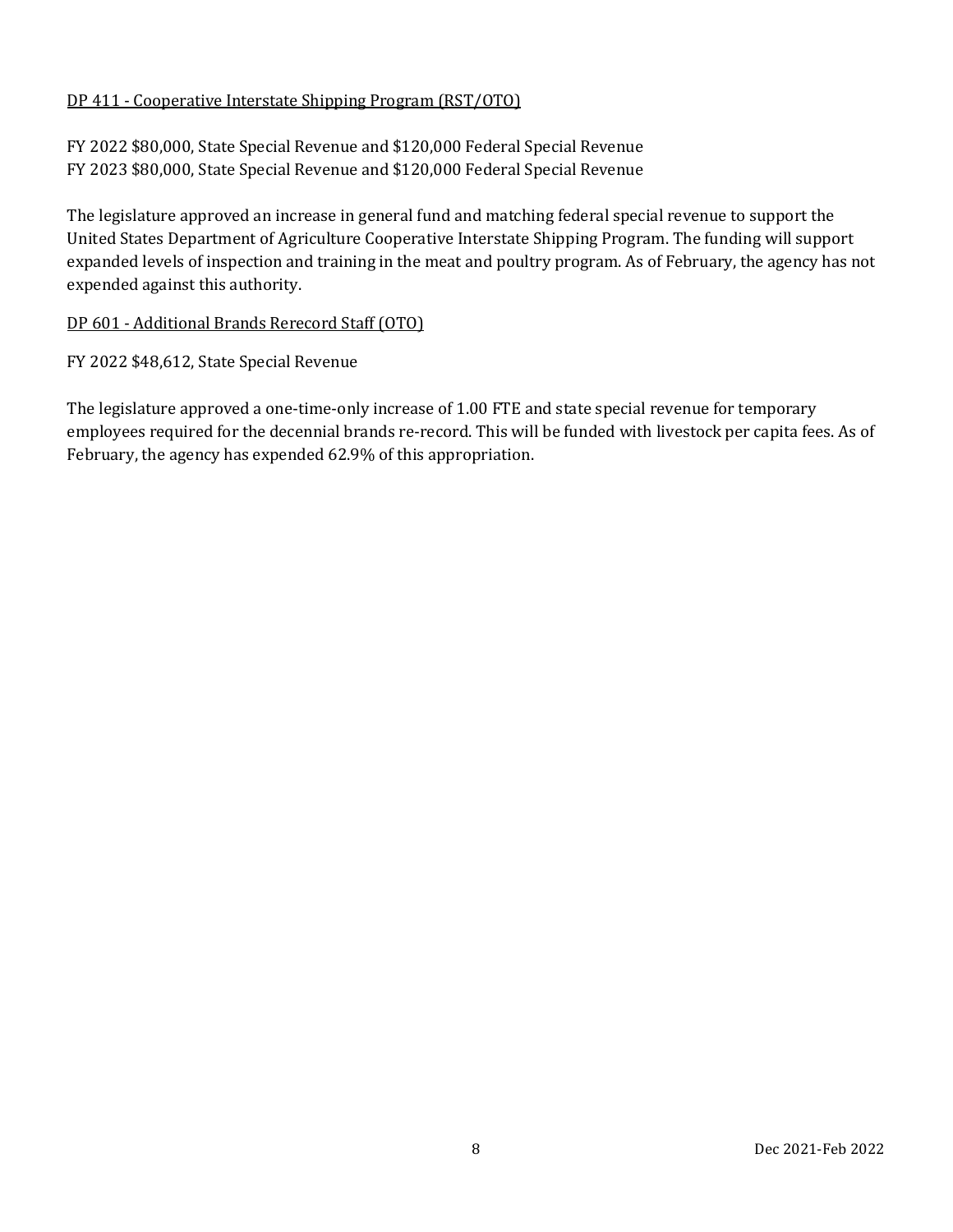<u>DP 411 - Cooperative Interstate Shipping Program (RST/OTO)</u>

FY 2022 $80,000, State Special Revenue and $120,000 Federal Special Revenue
FY 2023 $80,000, State Special Revenue and $120,000 Federal Special Revenue

The legislature approved an increase in general fund and matching federal special revenue to support the United States Department of Agriculture Cooperative Interstate Shipping Program. The funding will support expanded levels of inspection and training in the meat and poultry program. As of February, the agency has not expended against this authority.

<u>DP 601 - Additional Brands Rerecord Staff (OTO)</u>

FY 2022 $48,612, State Special Revenue

The legislature approved a one-time-only increase of 1.00 FTE and state special revenue for temporary employees required for the decennial brands re-record. This will be funded with livestock per capita fees. As of February, the agency has expended 62.9% of this appropriation.